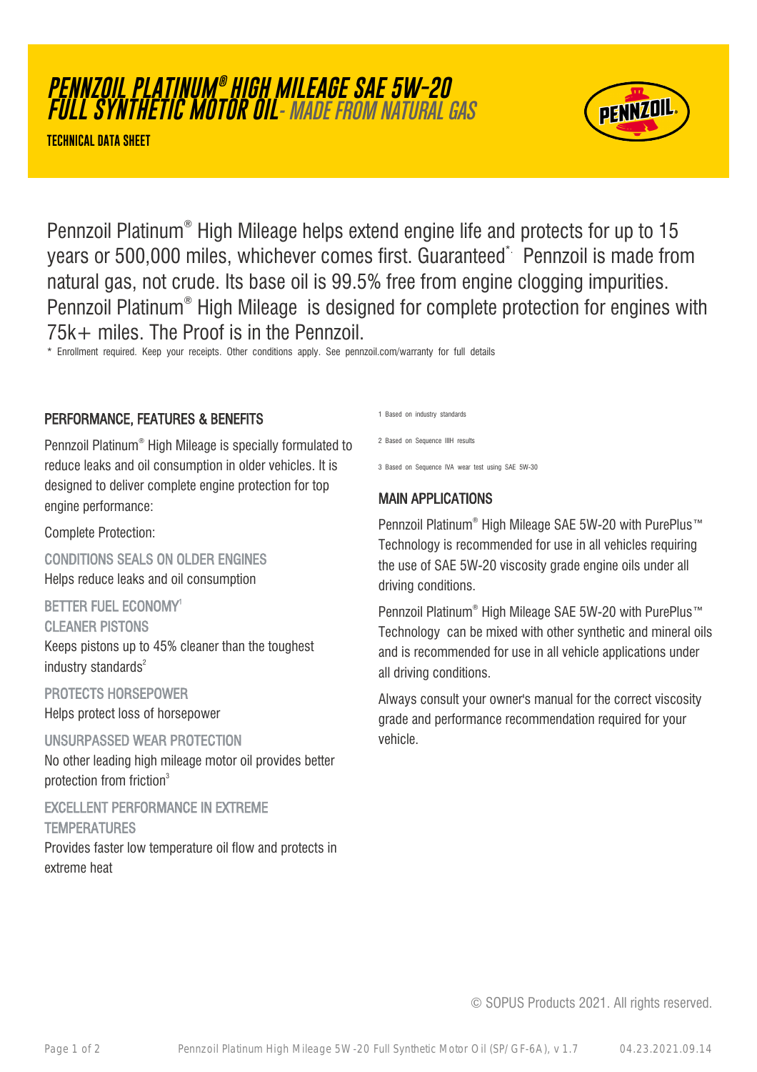# PENNZOIL PLATINUM® HIGH MILEAGE SAE 5W-20 FULL SYNTHETIC MOTOR OIL - MADE FROM NATURAL GAS

**TECHNICAL DATA SHEET**

Pennzoil Platinum® High Mileage helps extend engine life and protects for up to 15 years or 500,000 miles, whichever comes first. Guaranteed* Pennzoil is made from natural gas, not crude. Its base oil is 99.5% free from engine clogging impurities. Pennzoil Platinum® High Mileage is designed for complete protection for engines with 75k+ miles. The Proof is in the Pennzoil.

\* Enrollment required. Keep your receipts. Other conditions apply. See pennzoil.com/warranty for full details

## PERFORMANCE, FEATURES & BENEFITS

Pennzoil Platinum® High Mileage is specially formulated to reduce leaks and oil consumption in older vehicles. It is designed to deliver complete engine protection for top engine performance:

Complete Protection:

**CONDITIONS SEALS ON OLDER ENGINES**
Helps reduce leaks and oil consumption

**BETTER FUEL ECONOMY[1]**

**CLEANER PISTONS**
Keeps pistons up to 45% cleaner than the toughest industry standards[2]

**PROTECTS HORSEPOWER**
Helps protect loss of horsepower

**UNSURPASSED WEAR PROTECTION**
No other leading high mileage motor oil provides better protection from friction[3]

**EXCELLENT PERFORMANCE IN EXTREME TEMPERATURES**
Provides faster low temperature oil flow and protects in extreme heat

1 Based on industry standards

2 Based on Sequence IIIH results

3 Based on Sequence IVA wear test using SAE 5W-30

## MAIN APPLICATIONS

Pennzoil Platinum® High Mileage SAE 5W-20 with PurePlus™ Technology is recommended for use in all vehicles requiring the use of SAE 5W-20 viscosity grade engine oils under all driving conditions.

Pennzoil Platinum® High Mileage SAE 5W-20 with PurePlus™ Technology can be mixed with other synthetic and mineral oils and is recommended for use in all vehicle applications under all driving conditions.

Always consult your owner's manual for the correct viscosity grade and performance recommendation required for your vehicle.

© SOPUS Products 2021. All rights reserved.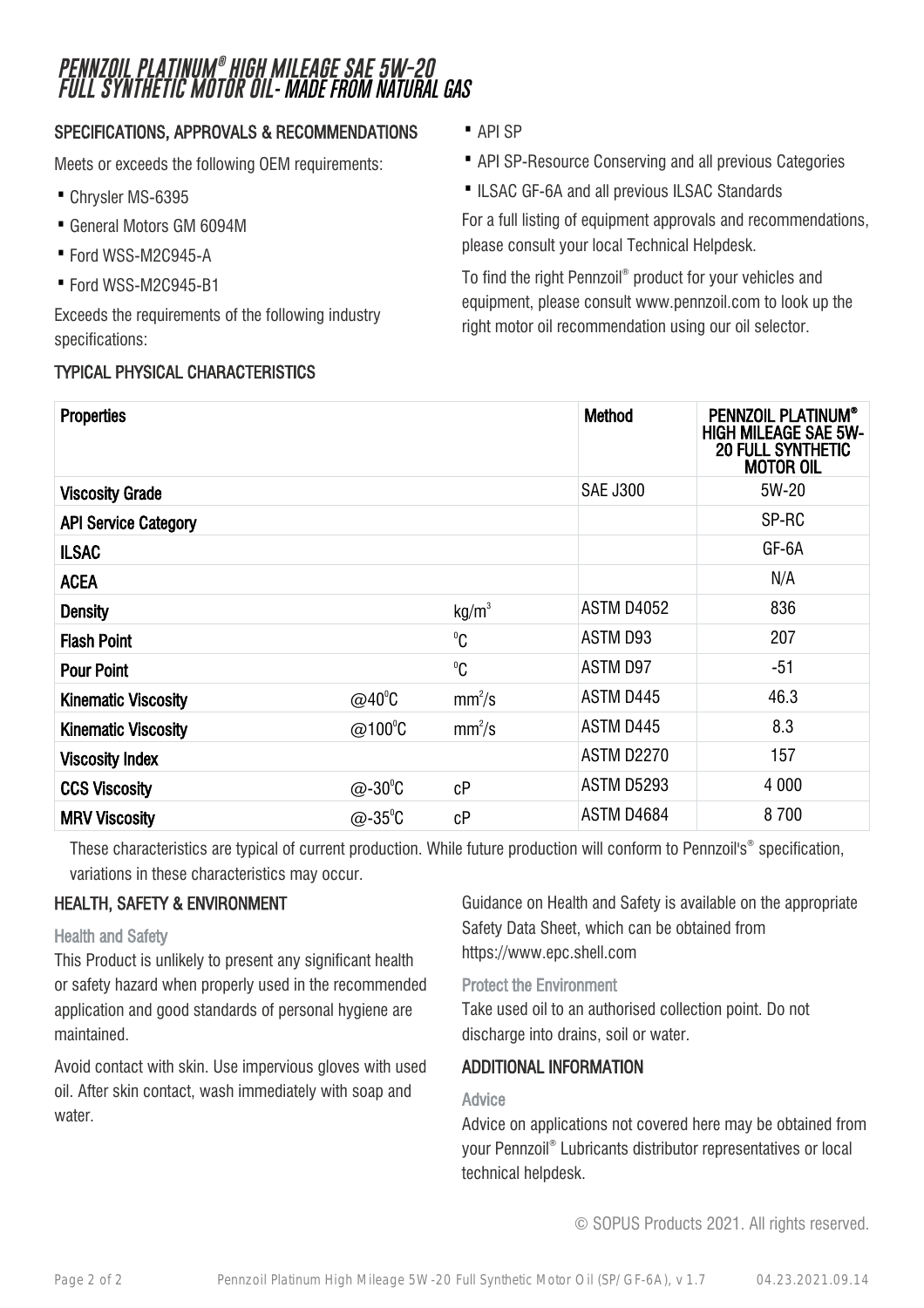# PENNZOIL PLATINUM® HIGH MILEAGE SAE 5W-20 FULL SYNTHETIC MOTOR OIL- MADE FROM NATURAL GAS

## SPECIFICATIONS, APPROVALS & RECOMMENDATIONS

Meets or exceeds the following OEM requirements:

- Chrysler MS-6395
- General Motors GM 6094M
- Ford WSS-M2C945-A
- Ford WSS-M2C945-B1

Exceeds the requirements of the following industry specifications:

- API SP
- API SP-Resource Conserving and all previous Categories
- ILSAC GF-6A and all previous ILSAC Standards

For a full listing of equipment approvals and recommendations, please consult your local Technical Helpdesk.

To find the right Pennzoil® product for your vehicles and equipment, please consult www.pennzoil.com to look up the right motor oil recommendation using our oil selector.

## TYPICAL PHYSICAL CHARACTERISTICS

| Properties | | | Method | PENNZOIL PLATINUM® HIGH MILEAGE SAE 5W-20 FULL SYNTHETIC MOTOR OIL |
|---|---|---|---|---|
| Viscosity Grade | | | SAE J300 | 5W-20 |
| API Service Category | | | | SP-RC |
| ILSAC | | | | GF-6A |
| ACEA | | | | N/A |
| Density | | $kg/m^3$ | ASTM D4052 | 836 |
| Flash Point | | $^0C$ | ASTM D93 | 207 |
| Pour Point | | $^0C$ | ASTM D97 | -51 |
| Kinematic Viscosity | @$40^0C$ | $mm^2/s$ | ASTM D445 | 46.3 |
| Kinematic Viscosity | @$100^0C$ | $mm^2/s$ | ASTM D445 | 8.3 |
| Viscosity Index | | | ASTM D2270 | 157 |
| CCS Viscosity | @$-30^0C$ | cP | ASTM D5293 | 4 000 |
| MRV Viscosity | @$-35^0C$ | cP | ASTM D4684 | 8 700 |

These characteristics are typical of current production. While future production will conform to Pennzoil's® specification, variations in these characteristics may occur.

## HEALTH, SAFETY & ENVIRONMENT

### Health and Safety

This Product is unlikely to present any significant health or safety hazard when properly used in the recommended application and good standards of personal hygiene are maintained.

Avoid contact with skin. Use impervious gloves with used oil. After skin contact, wash immediately with soap and water.

Guidance on Health and Safety is available on the appropriate Safety Data Sheet, which can be obtained from https://www.epc.shell.com

### Protect the Environment

Take used oil to an authorised collection point. Do not discharge into drains, soil or water.

## ADDITIONAL INFORMATION

### Advice

Advice on applications not covered here may be obtained from your Pennzoil® Lubricants distributor representatives or local technical helpdesk.

© SOPUS Products 2021. All rights reserved.